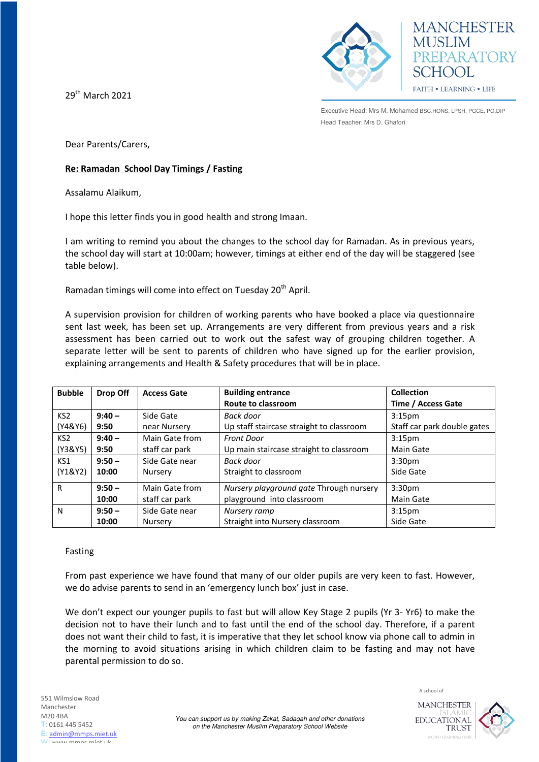MANCHESTER MUSLIM PREPARATORY SCHOOL

FAITH • LEARNING • LIFE

Executive Head: Mrs M. Mohamed BSC.HONS, LPSH, PGCE, PG.DIP
Head Teacher: Mrs D. Ghafori

29th March 2021

Dear Parents/Carers,

**Re: Ramadan School Day Timings / Fasting**

Assalamu Alaikum,

I hope this letter finds you in good health and strong Imaan.

I am writing to remind you about the changes to the school day for Ramadan. As in previous years, the school day will start at 10:00am; however, timings at either end of the day will be staggered (see table below).

Ramadan timings will come into effect on Tuesday 20th April.

A supervision provision for children of working parents who have booked a place via questionnaire sent last week, has been set up. Arrangements are very different from previous years and a risk assessment has been carried out to work out the safest way of grouping children together. A separate letter will be sent to parents of children who have signed up for the earlier provision, explaining arrangements and Health & Safety procedures that will be in place.

| **Bubble** | **Drop Off** | **Access Gate** | **Building entrance** **Route to classroom** | **Collection** **Time / Access Gate** |
|---|---|---|---|---|
| KS2 (Y4&Y6) | **9:40 – 9:50** | Side Gate near Nursery | *Back door* Up staff staircase straight to classroom | 3:15pm Staff car park double gates |
| KS2 (Y3&Y5) | **9:40 – 9:50** | Main Gate from staff car park | *Front Door* Up main staircase straight to classroom | 3:15pm Main Gate |
| KS1 (Y1&Y2) | **9:50 – 10:00** | Side Gate near Nursery | *Back door* Straight to classroom | 3:30pm Side Gate |
| R | **9:50 – 10:00** | Main Gate from staff car park | *Nursery playground gate* Through nursery playground into classroom | 3:30pm Main Gate |
| N | **9:50 – 10:00** | Side Gate near Nursery | *Nursery ramp* Straight into Nursery classroom | 3:15pm Side Gate |

## Fasting

From past experience we have found that many of our older pupils are very keen to fast. However, we do advise parents to send in an 'emergency lunch box' just in case.

We don't expect our younger pupils to fast but will allow Key Stage 2 pupils (Yr 3- Yr6) to make the decision not to have their lunch and to fast until the end of the school day. Therefore, if a parent does not want their child to fast, it is imperative that they let school know via phone call to admin in the morning to avoid situations arising in which children claim to be fasting and may not have parental permission to do so.

551 Wilmslow Road
Manchester
M20 4BA
T: 0161 445 5452
E: admin@mmps.miet.uk
W: www.mmps.miet.uk

*You can support us by making Zakat, Sadaqah and other donations on the Manchester Muslim Preparatory School Website*

A school of MANCHESTER ISLAMIC EDUCATIONAL TRUST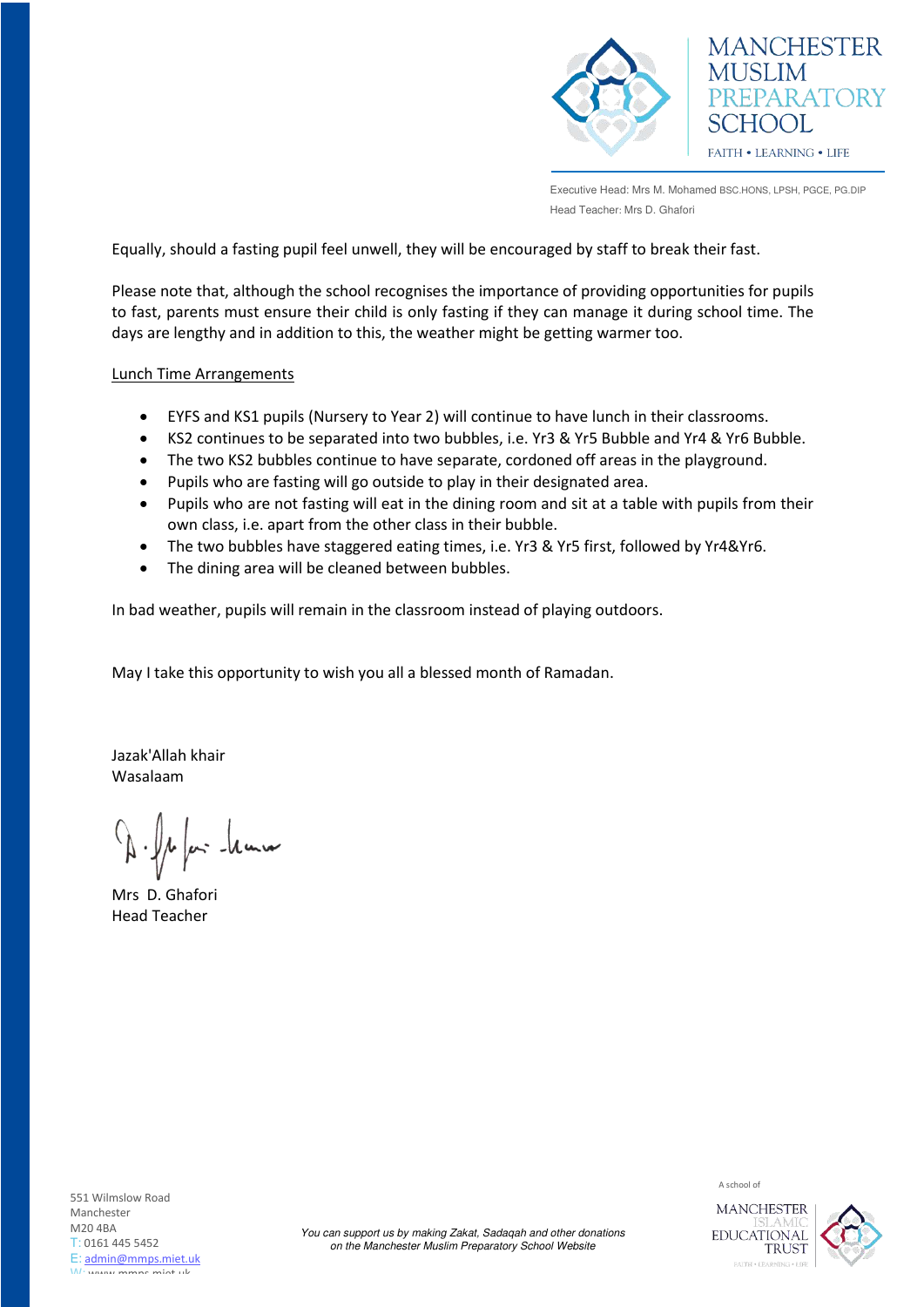Equally, should a fasting pupil feel unwell, they will be encouraged by staff to break their fast.

Please note that, although the school recognises the importance of providing opportunities for pupils to fast, parents must ensure their child is only fasting if they can manage it during school time. The days are lengthy and in addition to this, the weather might be getting warmer too.

Lunch Time Arrangements

- EYFS and KS1 pupils (Nursery to Year 2) will continue to have lunch in their classrooms.
- KS2 continues to be separated into two bubbles, i.e. Yr3 & Yr5 Bubble and Yr4 & Yr6 Bubble.
- The two KS2 bubbles continue to have separate, cordoned off areas in the playground.
- Pupils who are fasting will go outside to play in their designated area.
- Pupils who are not fasting will eat in the dining room and sit at a table with pupils from their own class, i.e. apart from the other class in their bubble.
- The two bubbles have staggered eating times, i.e. Yr3 & Yr5 first, followed by Yr4&Yr6.
- The dining area will be cleaned between bubbles.

In bad weather, pupils will remain in the classroom instead of playing outdoors.

May I take this opportunity to wish you all a blessed month of Ramadan.

Jazak'Allah khair
Wasalaam

Mrs D. Ghafori
Head Teacher